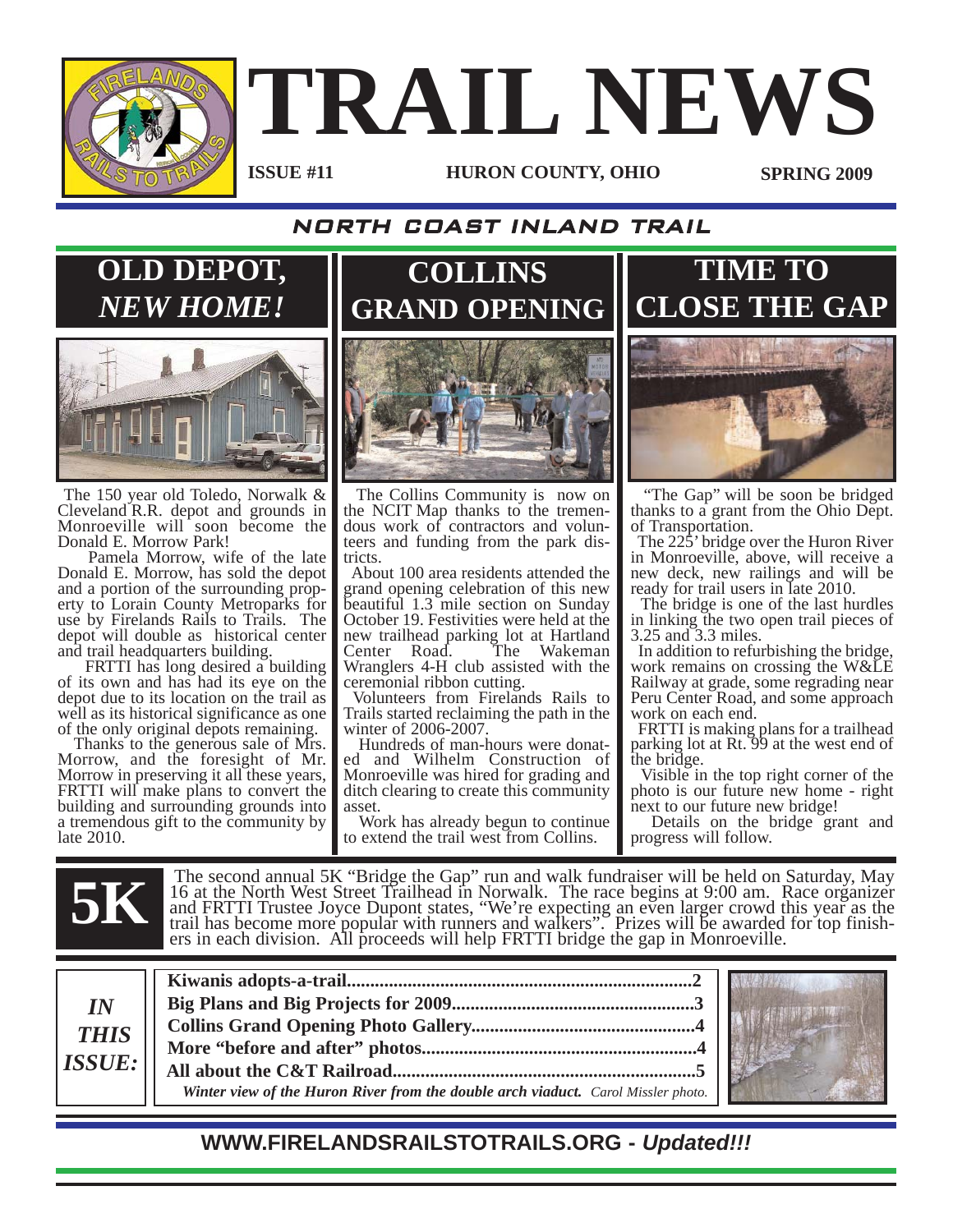# TRAIL NEWS

**ISSUE #11** | **HURON COUNTY, OHIO** | **SPRING 2009**

## NORTH COAST INLAND TRAIL

## OLD DEPOT, *NEW HOME!*

The 150 year old Toledo, Norwalk & Cleveland R.R. depot and grounds in Monroeville will soon become the Donald E. Morrow Park!

Pamela Morrow, wife of the late Donald E. Morrow, has sold the depot and a portion of the surrounding property to Lorain County Metroparks for use by Firelands Rails to Trails. The depot will double as historical center and trail headquarters building.

FRTTI has long desired a building of its own and has had its eye on the depot due to its location on the trail as well as its historical significance as one of the only original depots remaining.

Thanks to the generous sale of Mrs. Morrow, and the foresight of Mr. Morrow in preserving it all these years, FRTTI will make plans to convert the building and surrounding grounds into a tremendous gift to the community by late 2010.

## COLLINS GRAND OPENING

The Collins Community is now on the NCIT Map thanks to the tremendous work of contractors and volunteers and funding from the park districts.

About 100 area residents attended the grand opening celebration of this new beautiful 1.3 mile section on Sunday October 19. Festivities were held at the new trailhead parking lot at Hartland Center Road. The Wakeman Wranglers 4-H club assisted with the ceremonial ribbon cutting.

Volunteers from Firelands Rails to Trails started reclaiming the path in the winter of 2006-2007.

Hundreds of man-hours were donated and Wilhelm Construction of Monroeville was hired for grading and ditch clearing to create this community asset.

Work has already begun to continue to extend the trail west from Collins.

## TIME TO CLOSE THE GAP

"The Gap" will be soon be bridged thanks to a grant from the Ohio Dept. of Transportation.

The 225' bridge over the Huron River in Monroeville, above, will receive a new deck, new railings and will be ready for trail users in late 2010.

The bridge is one of the last hurdles in linking the two open trail pieces of 3.25 and 3.3 miles.

In addition to refurbishing the bridge, work remains on crossing the W&LE Railway at grade, some regrading near Peru Center Road, and some approach work on each end.

FRTTI is making plans for a trailhead parking lot at Rt. 99 at the west end of the bridge.

Visible in the top right corner of the photo is our future new home - right next to our future new bridge!

Details on the bridge grant and progress will follow.

## 5K

The second annual 5K "Bridge the Gap" run and walk fundraiser will be held on Saturday, May 16 at the North West Street Trailhead in Norwalk. The race begins at 9:00 am. Race organizer and FRTTI Trustee Joyce Dupont states, "We're expecting an even larger crowd this year as the trail has become more popular with runners and walkers". Prizes will be awarded for top finishers in each division. All proceeds will help FRTTI bridge the gap in Monroeville.

## *IN THIS ISSUE:*

- **Kiwanis adopts-a-trail........................................................................2**
- **Big Plans and Big Projects for 2009..................................................3**
- **Collins Grand Opening Photo Gallery...............................................4**
- **More "before and after" photos..........................................................4**
- **All about the C&T Railroad...............................................................5**

***Winter view of the Huron River from the double arch viaduct.*** *Carol Missler photo.*

**WWW.FIRELANDSRAILSTOTRAILS.ORG - *Updated!!!***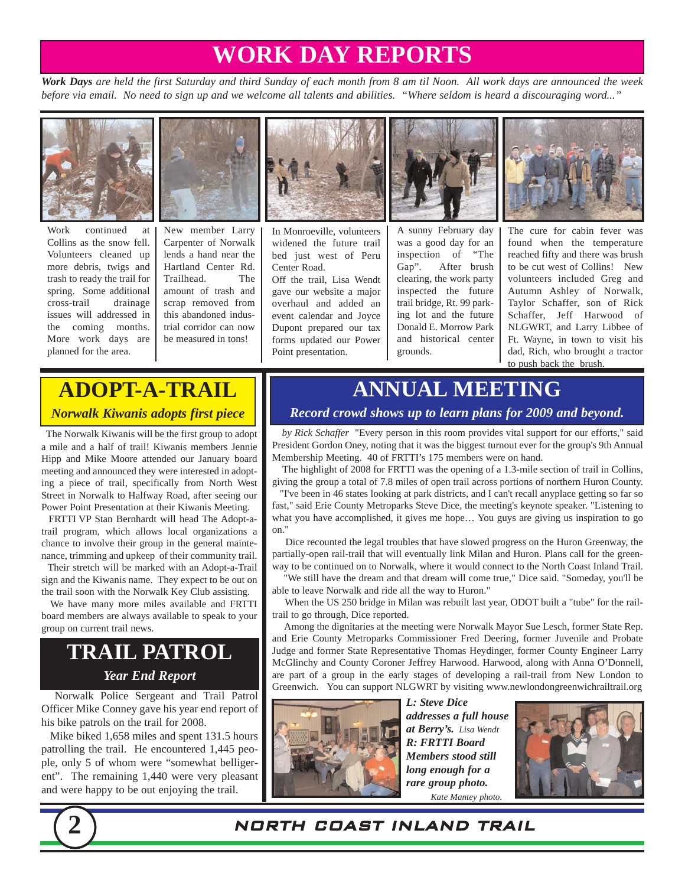# WORK DAY REPORTS

***Work Days** are held the first Saturday and third Sunday of each month from 8 am til Noon. All work days are announced the week before via email. No need to sign up and we welcome all talents and abilities. "Where seldom is heard a discouraging word..."*

Work continued at Collins as the snow fell. Volunteers cleaned up more debris, twigs and trash to ready the trail for spring. Some additional cross-trail drainage issues will addressed in the coming months. More work days are planned for the area.

New member Larry Carpenter of Norwalk lends a hand near the Hartland Center Rd. Trailhead. The amount of trash and scrap removed from this abandoned industrial corridor can now be measured in tons!

In Monroeville, volunteers widened the future trail bed just west of Peru Center Road.
Off the trail, Lisa Wendt gave our website a major overhaul and added an event calendar and Joyce Dupont prepared our tax forms updated our Power Point presentation.

A sunny February day was a good day for an inspection of "The Gap". After brush clearing, the work party inspected the future trail bridge, Rt. 99 parking lot and the future Donald E. Morrow Park and historical center grounds.

The cure for cabin fever was found when the temperature reached fifty and there was brush to be cut west of Collins! New volunteers included Greg and Autumn Ashley of Norwalk, Taylor Schaffer, son of Rick Schaffer, Jeff Harwood of NLGWRT, and Larry Libbee of Ft. Wayne, in town to visit his dad, Rich, who brought a tractor to push back the brush.

## ADOPT-A-TRAIL

### *Norwalk Kiwanis adopts first piece*

The Norwalk Kiwanis will be the first group to adopt a mile and a half of trail! Kiwanis members Jennie Hipp and Mike Moore attended our January board meeting and announced they were interested in adopting a piece of trail, specifically from North West Street in Norwalk to Halfway Road, after seeing our Power Point Presentation at their Kiwanis Meeting.

FRTTI VP Stan Bernhardt will head The Adopt-a-trail program, which allows local organizations a chance to involve their group in the general maintenance, trimming and upkeep of their community trail.

Their stretch will be marked with an Adopt-a-Trail sign and the Kiwanis name. They expect to be out on the trail soon with the Norwalk Key Club assisting.

We have many more miles available and FRTTI board members are always available to speak to your group on current trail news.

## TRAIL PATROL

### *Year End Report*

Norwalk Police Sergeant and Trail Patrol Officer Mike Conney gave his year end report of his bike patrols on the trail for 2008.

Mike biked 1,658 miles and spent 131.5 hours patrolling the trail. He encountered 1,445 people, only 5 of whom were "somewhat belligerent". The remaining 1,440 were very pleasant and were happy to be out enjoying the trail.

## ANNUAL MEETING

### *Record crowd shows up to learn plans for 2009 and beyond.*

*by Rick Schaffer* "Every person in this room provides vital support for our efforts," said President Gordon Oney, noting that it was the biggest turnout ever for the group's 9th Annual Membership Meeting. 40 of FRTTI's 175 members were on hand.

The highlight of 2008 for FRTTI was the opening of a 1.3-mile section of trail in Collins, giving the group a total of 7.8 miles of open trail across portions of northern Huron County.

"I've been in 46 states looking at park districts, and I can't recall anyplace getting so far so fast," said Erie County Metroparks Steve Dice, the meeting's keynote speaker. "Listening to what you have accomplished, it gives me hope… You guys are giving us inspiration to go on."

Dice recounted the legal troubles that have slowed progress on the Huron Greenway, the partially-open rail-trail that will eventually link Milan and Huron. Plans call for the greenway to be continued on to Norwalk, where it would connect to the North Coast Inland Trail.

"We still have the dream and that dream will come true," Dice said. "Someday, you'll be able to leave Norwalk and ride all the way to Huron."

When the US 250 bridge in Milan was rebuilt last year, ODOT built a "tube" for the rail-trail to go through, Dice reported.

Among the dignitaries at the meeting were Norwalk Mayor Sue Lesch, former State Rep. and Erie County Metroparks Commissioner Fred Deering, former Juvenile and Probate Judge and former State Representative Thomas Heydinger, former County Engineer Larry McGlinchy and County Coroner Jeffrey Harwood. Harwood, along with Anna O'Donnell, are part of a group in the early stages of developing a rail-trail from New London to Greenwich. You can support NLGWRT by visiting www.newlondongreenwichrailtrail.org

***L: Steve Dice addresses a full house at Berry's.*** *Lisa Wendt*
***R: FRTTI Board Members stood still long enough for a rare group photo.*** *Kate Mantey photo.*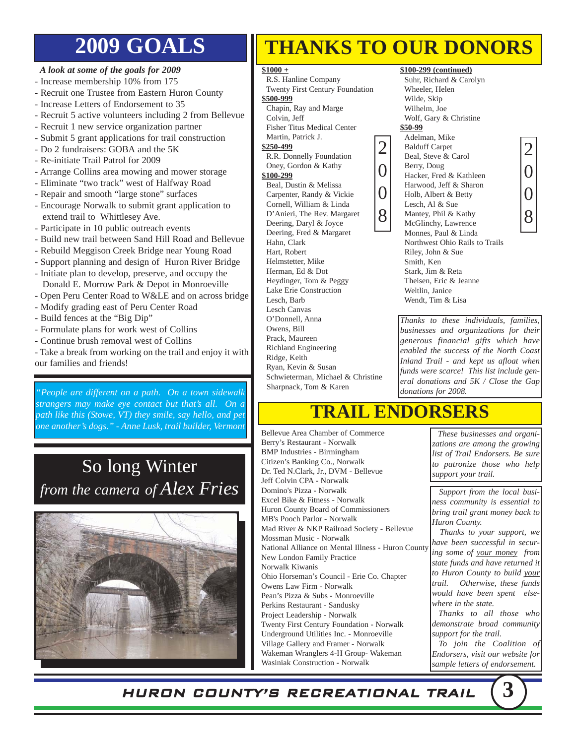# 2009 GOALS

***A look at some of the goals for 2009***

- Increase membership 10% from 175
- Recruit one Trustee from Eastern Huron County
- Increase Letters of Endorsement to 35
- Recruit 5 active volunteers including 2 from Bellevue
- Recruit 1 new service organization partner
- Submit 5 grant applications for trail construction
- Do 2 fundraisers: GOBA and the 5K
- Re-initiate Trail Patrol for 2009
- Arrange Collins area mowing and mower storage
- Eliminate "two track" west of Halfway Road
- Repair and smooth "large stone" surfaces
- Encourage Norwalk to submit grant application to extend trail to Whittlesey Ave.
- Participate in 10 public outreach events
- Build new trail between Sand Hill Road and Bellevue
- Rebuild Meggison Creek Bridge near Young Road
- Support planning and design of Huron River Bridge
- Initiate plan to develop, preserve, and occupy the Donald E. Morrow Park & Depot in Monroeville
- Open Peru Center Road to W&LE and on across bridge
- Modify grading east of Peru Center Road
- Build fences at the "Big Dip"
- Formulate plans for work west of Collins
- Continue brush removal west of Collins
- Take a break from working on the trail and enjoy it with our families and friends!

*"People are different on a path. On a town sidewalk strangers may make eye contact but that's all. On a path like this (Stowe, VT) they smile, say hello, and pet one another's dogs." - Anne Lusk, trail builder, Vermont*

## So long Winter
### *from the camera of Alex Fries*

# THANKS TO OUR DONORS

**2008**

**$1000 +**
- R.S. Hanline Company
- Twenty First Century Foundation

**$500-999**
- Chapin, Ray and Marge
- Colvin, Jeff
- Fisher Titus Medical Center
- Martin, Patrick J.

**$250-499**
- R.R. Donnelly Foundation
- Oney, Gordon & Kathy

**$100-299**
- Beal, Dustin & Melissa
- Carpenter, Randy & Vickie
- Cornell, William & Linda
- D'Anieri, The Rev. Margaret
- Deering, Daryl & Joyce
- Deering, Fred & Margaret
- Hahn, Clark
- Hart, Robert
- Helmstetter, Mike
- Herman, Ed & Dot
- Heydinger, Tom & Peggy
- Lake Erie Construction
- Lesch, Barb
- Lesch Canvas
- O'Donnell, Anna
- Owens, Bill
- Prack, Maureen
- Richland Engineering
- Ridge, Keith
- Ryan, Kevin & Susan
- Schwieterman, Michael & Christine
- Sharpnack, Tom & Karen

**$100-299 (continued)**
- Suhr, Richard & Carolyn
- Wheeler, Helen
- Wilde, Skip
- Wilhelm, Joe
- Wolf, Gary & Christine

**$50-99**
- Adelman, Mike
- Balduff Carpet
- Beal, Steve & Carol
- Berry, Doug
- Hacker, Fred & Kathleen
- Harwood, Jeff & Sharon
- Holb, Albert & Betty
- Lesch, Al & Sue
- Mantey, Phil & Kathy
- McGlinchy, Lawrence
- Monnes, Paul & Linda
- Northwest Ohio Rails to Trails
- Riley, John & Sue
- Smith, Ken
- Stark, Jim & Reta
- Theisen, Eric & Jeanne
- Weltlin, Janice
- Wendt, Tim & Lisa

*Thanks to these individuals, families, businesses and organizations for their generous financial gifts which have enabled the success of the North Coast Inland Trail - and kept us afloat when funds were scarce! This list include general donations and 5K / Close the Gap donations for 2008.*

# TRAIL ENDORSERS

- Bellevue Area Chamber of Commerce
- Berry's Restaurant - Norwalk
- BMP Industries - Birmingham
- Citizen's Banking Co., Norwalk
- Dr. Ted N.Clark, Jr., DVM - Bellevue
- Jeff Colvin CPA - Norwalk
- Domino's Pizza - Norwalk
- Excel Bike & Fitness - Norwalk
- Huron County Board of Commissioners
- MB's Pooch Parlor - Norwalk
- Mad River & NKP Railroad Society - Bellevue
- Mossman Music - Norwalk
- National Alliance on Mental Illness - Huron County
- New London Family Practice
- Norwalk Kiwanis
- Ohio Horseman's Council - Erie Co. Chapter
- Owens Law Firm - Norwalk
- Pean's Pizza & Subs - Monroeville
- Perkins Restaurant - Sandusky
- Project Leadership - Norwalk
- Twenty First Century Foundation - Norwalk
- Underground Utilities Inc. - Monroeville
- Village Gallery and Framer - Norwalk
- Wakeman Wranglers 4-H Group- Wakeman
- Wasiniak Construction - Norwalk

*These businesses and organizations are among the growing list of Trail Endorsers. Be sure to patronize those who help support your trail.*

*Support from the local business community is essential to bring trail grant money back to Huron County.*

*Thanks to your support, we have been successful in securing some of your money from state funds and have returned it to Huron County to build your trail. Otherwise, these funds would have been spent elsewhere in the state.*

*Thanks to all those who demonstrate broad community support for the trail.*

*To join the Coalition of Endorsers, visit our website for sample letters of endorsement.*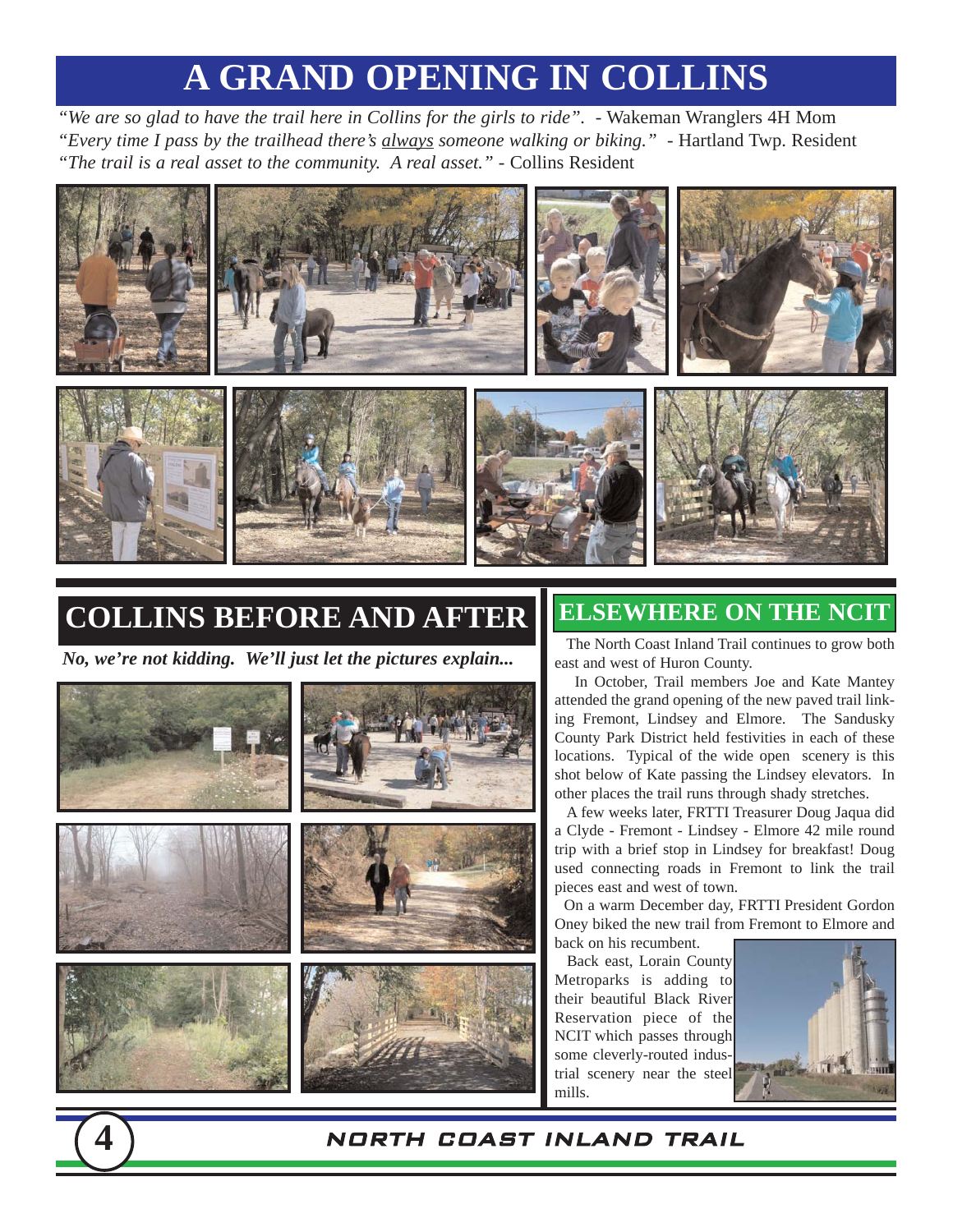# A GRAND OPENING IN COLLINS

*"We are so glad to have the trail here in Collins for the girls to ride".* - Wakeman Wranglers 4H Mom
*"Every time I pass by the trailhead there's always someone walking or biking."* - Hartland Twp. Resident
*"The trail is a real asset to the community. A real asset."* - Collins Resident

## COLLINS BEFORE AND AFTER

***No, we're not kidding. We'll just let the pictures explain...***

## ELSEWHERE ON THE NCIT

The North Coast Inland Trail continues to grow both east and west of Huron County.

In October, Trail members Joe and Kate Mantey attended the grand opening of the new paved trail linking Fremont, Lindsey and Elmore. The Sandusky County Park District held festivities in each of these locations. Typical of the wide open scenery is this shot below of Kate passing the Lindsey elevators. In other places the trail runs through shady stretches.

A few weeks later, FRTTI Treasurer Doug Jaqua did a Clyde - Fremont - Lindsey - Elmore 42 mile round trip with a brief stop in Lindsey for breakfast! Doug used connecting roads in Fremont to link the trail pieces east and west of town.

On a warm December day, FRTTI President Gordon Oney biked the new trail from Fremont to Elmore and back on his recumbent.

Back east, Lorain County Metroparks is adding to their beautiful Black River Reservation piece of the NCIT which passes through some cleverly-routed industrial scenery near the steel mills.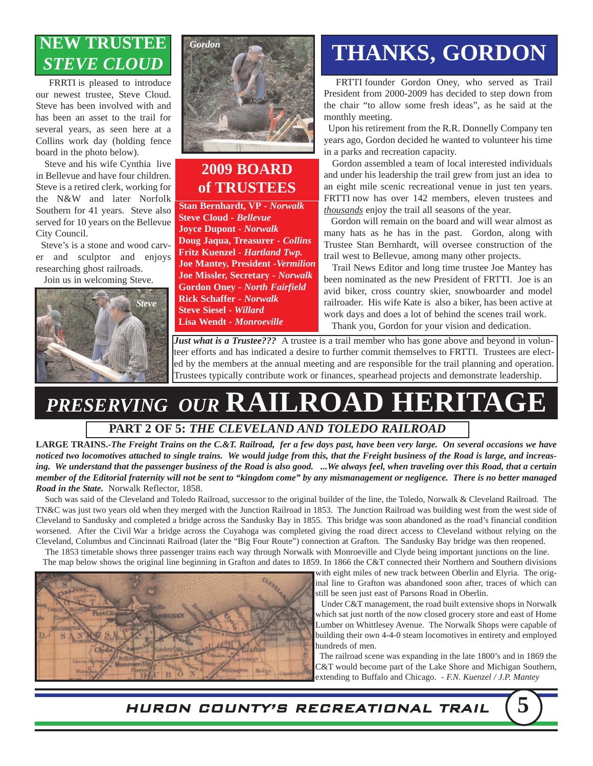## NEW TRUSTEE *STEVE CLOUD*

FRRTI is pleased to introduce our newest trustee, Steve Cloud. Steve has been involved with and has been an asset to the trail for several years, as seen here at a Collins work day (holding fence board in the photo below).

Steve and his wife Cynthia live in Bellevue and have four children. Steve is a retired clerk, working for the N&W and later Norfolk Southern for 41 years. Steve also served for 10 years on the Bellevue City Council.

Steve's is a stone and wood carver and sculptor and enjoys researching ghost railroads.

Join us in welcoming Steve.

*Steve*

*Gordon*

## 2009 BOARD of TRUSTEES

**Stan Bernhardt, VP** - ***Norwalk***
**Steve Cloud** - ***Bellevue***
**Joyce Dupont** - ***Norwalk***
**Doug Jaqua, Treasurer** - ***Collins***
**Fritz Kuenzel** - ***Hartland Twp.***
**Joe Mantey, President** -***Vermilion***
**Joe Missler, Secretary** - ***Norwalk***
**Gordon Oney** - ***North Fairfield***
**Rick Schaffer** - ***Norwalk***
**Steve Siesel** - ***Willard***
**Lisa Wendt** - ***Monroeville***

# THANKS, GORDON

FRTTI founder Gordon Oney, who served as Trail President from 2000-2009 has decided to step down from the chair "to allow some fresh ideas", as he said at the monthly meeting.

Upon his retirement from the R.R. Donnelly Company ten years ago, Gordon decided he wanted to volunteer his time in a parks and recreation capacity.

Gordon assembled a team of local interested individuals and under his leadership the trail grew from just an idea to an eight mile scenic recreational venue in just ten years. FRTTI now has over 142 members, eleven trustees and *thousands* enjoy the trail all seasons of the year.

Gordon will remain on the board and will wear almost as many hats as he has in the past. Gordon, along with Trustee Stan Bernhardt, will oversee construction of the trail west to Bellevue, among many other projects.

Trail News Editor and long time trustee Joe Mantey has been nominated as the new President of FRTTI. Joe is an avid biker, cross country skier, snowboarder and model railroader. His wife Kate is also a biker, has been active at work days and does a lot of behind the scenes trail work.

Thank you, Gordon for your vision and dedication.

***Just what is a Trustee???*** A trustee is a trail member who has gone above and beyond in volunteer efforts and has indicated a desire to further commit themselves to FRTTI. Trustees are elected by the members at the annual meeting and are responsible for the trail planning and operation. Trustees typically contribute work or finances, spearhead projects and demonstrate leadership.

# *PRESERVING OUR* RAILROAD HERITAGE

### PART 2 OF 5: *THE CLEVELAND AND TOLEDO RAILROAD*

**LARGE TRAINS.-*The Freight Trains on the C.&T. Railroad, fer a few days past, have been very large. On several occasions we have noticed two locomotives attached to single trains. We would judge from this, that the Freight business of the Road is large, and increasing. We understand that the passenger business of the Road is also good. ...We always feel, when traveling over this Road, that a certain member of the Editorial fraternity will not be sent to "kingdom come" by any mismanagement or negligence. There is no better managed Road in the State.*** Norwalk Reflector, 1858.

Such was said of the Cleveland and Toledo Railroad, successor to the original builder of the line, the Toledo, Norwalk & Cleveland Railroad. The TN&C was just two years old when they merged with the Junction Railroad in 1853. The Junction Railroad was building west from the west side of Cleveland to Sandusky and completed a bridge across the Sandusky Bay in 1855. This bridge was soon abandoned as the road's financial condition worsened. After the Civil War a bridge across the Cuyahoga was completed giving the road direct access to Cleveland without relying on the Cleveland, Columbus and Cincinnati Railroad (later the "Big Four Route") connection at Grafton. The Sandusky Bay bridge was then reopened.

The 1853 timetable shows three passenger trains each way through Norwalk with Monroeville and Clyde being important junctions on the line.

The map below shows the original line beginning in Grafton and dates to 1859. In 1866 the C&T connected their Northern and Southern divisions with eight miles of new track between Oberlin and Elyria. The original line to Grafton was abandoned soon after, traces of which can still be seen just east of Parsons Road in Oberlin.

Under C&T management, the road built extensive shops in Norwalk which sat just north of the now closed grocery store and east of Home Lumber on Whittlesey Avenue. The Norwalk Shops were capable of building their own 4-4-0 steam locomotives in entirety and employed hundreds of men.

The railroad scene was expanding in the late 1800's and in 1869 the C&T would become part of the Lake Shore and Michigan Southern, extending to Buffalo and Chicago. - *F.N. Kuenzel / J.P. Mantey*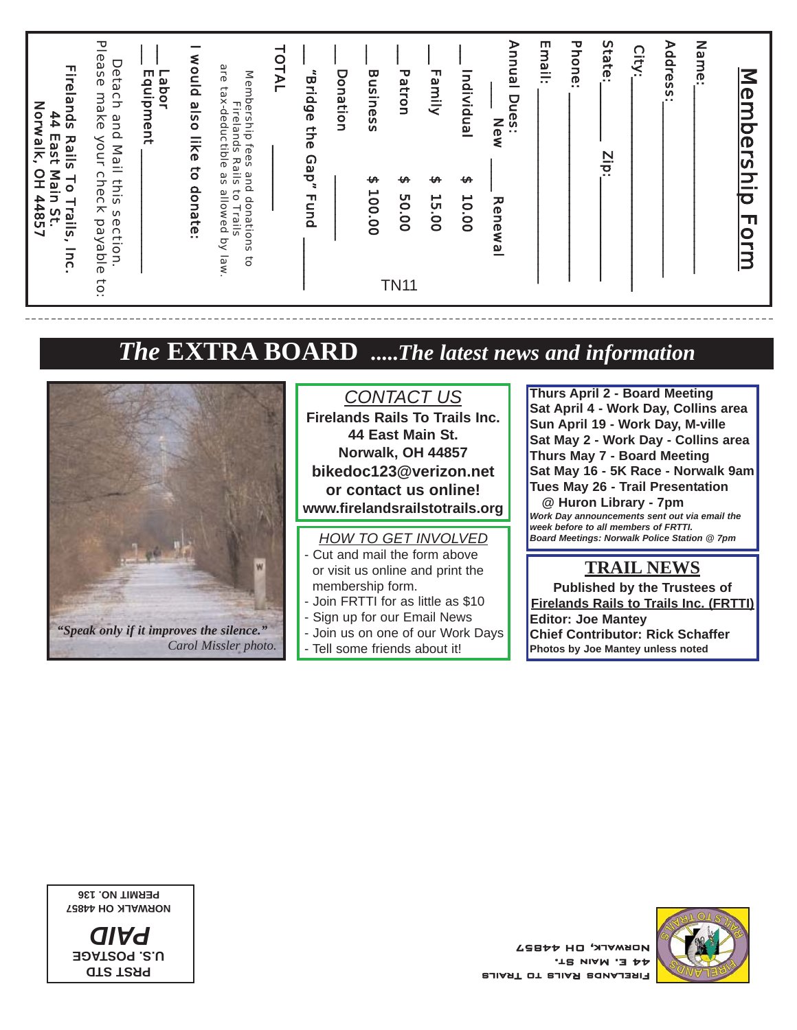# Membership Form

Name: ____________________

Address: ____________________

City: ____________________

State: ______ Zip: ____________

Phone: ____________________

Email: ____________________

Annual Dues: ___ New ___ Renewal

___ Individual $ 10.00

___ Family $ 15.00

___ Patron $ 50.00

___ Business $ 100.00

___ Donation ________

___ "Bridge the Gap" Fund ________

TOTAL ________

Membership fees and donations to Firelands Rails to Trails are tax-deductible as allowed by law.

**I would also like to donate:**

___ Labor

___ Equipment ________

Detach and Mail this section.
Please make your check payable to:

**Firelands Rails To Trails, Inc.**
**44 East Main St.**
**Norwalk, OH 44857**

TN11

## *The* EXTRA BOARD *.....The latest news and information*

*"Speak only if it improves the silence."*
*Carol Missler photo.*

### *CONTACT US*

**Firelands Rails To Trails Inc.**
**44 East Main St.**
**Norwalk, OH 44857**
**bikedoc123@verizon.net**
**or contact us online!**
**www.firelandsrailstotrails.org**

### *HOW TO GET INVOLVED*

- Cut and mail the form above or visit us online and print the membership form.
- Join FRTTI for as little as $10
- Sign up for our Email News
- Join us on one of our Work Days
- Tell some friends about it!

**Thurs April 2 - Board Meeting**
**Sat April 4 - Work Day, Collins area**
**Sun April 19 - Work Day, M-ville**
**Sat May 2 - Work Day - Collins area**
**Thurs May 7 - Board Meeting**
**Sat May 16 - 5K Race - Norwalk 9am**
**Tues May 26 - Trail Presentation @ Huron Library - 7pm**

***Work Day announcements sent out via email the week before to all members of FRTTI.***
***Board Meetings: Norwalk Police Station @ 7pm***

### TRAIL NEWS

**Published by the Trustees of Firelands Rails to Trails Inc. (FRTTI)**
**Editor: Joe Mantey**
**Chief Contributor: Rick Schaffer**
**Photos by Joe Mantey unless noted**

FIRELANDS RAILS TO TRAILS
44 E. MAIN ST.
NORWALK, OH 44857

PRST STD
U.S. POSTAGE
PAID
NORWALK OH 44857
PERMIT NO. 136